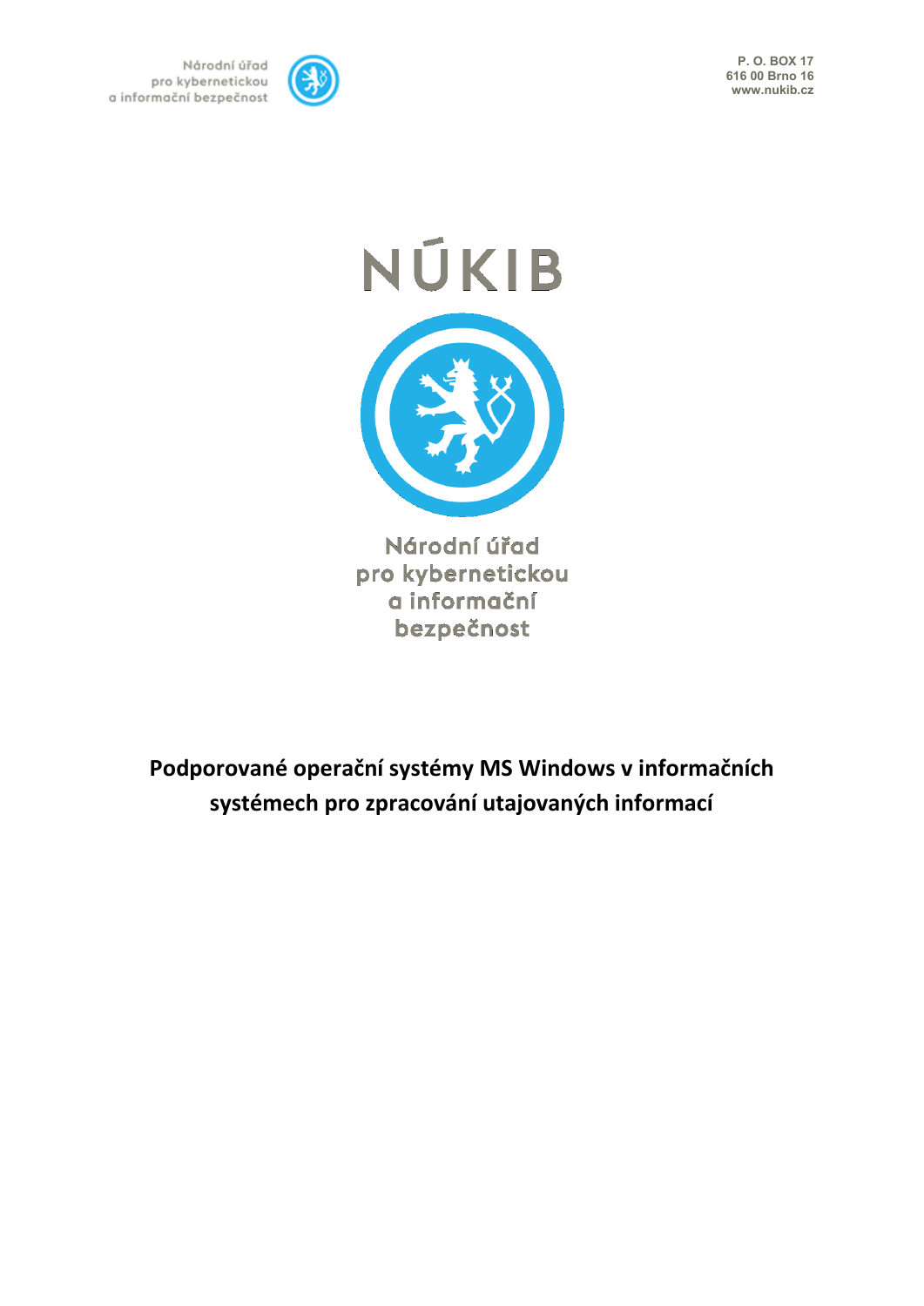Národní úřad
pro kybernetickou
a informační bezpečnost

P. O. BOX 17
616 00 Brno 16
www.nukib.cz

NÚKIB

Národní úřad
pro kybernetickou
a informační
bezpečnost

# Podporované operační systémy MS Windows v informačních systémech pro zpracování utajovaných informací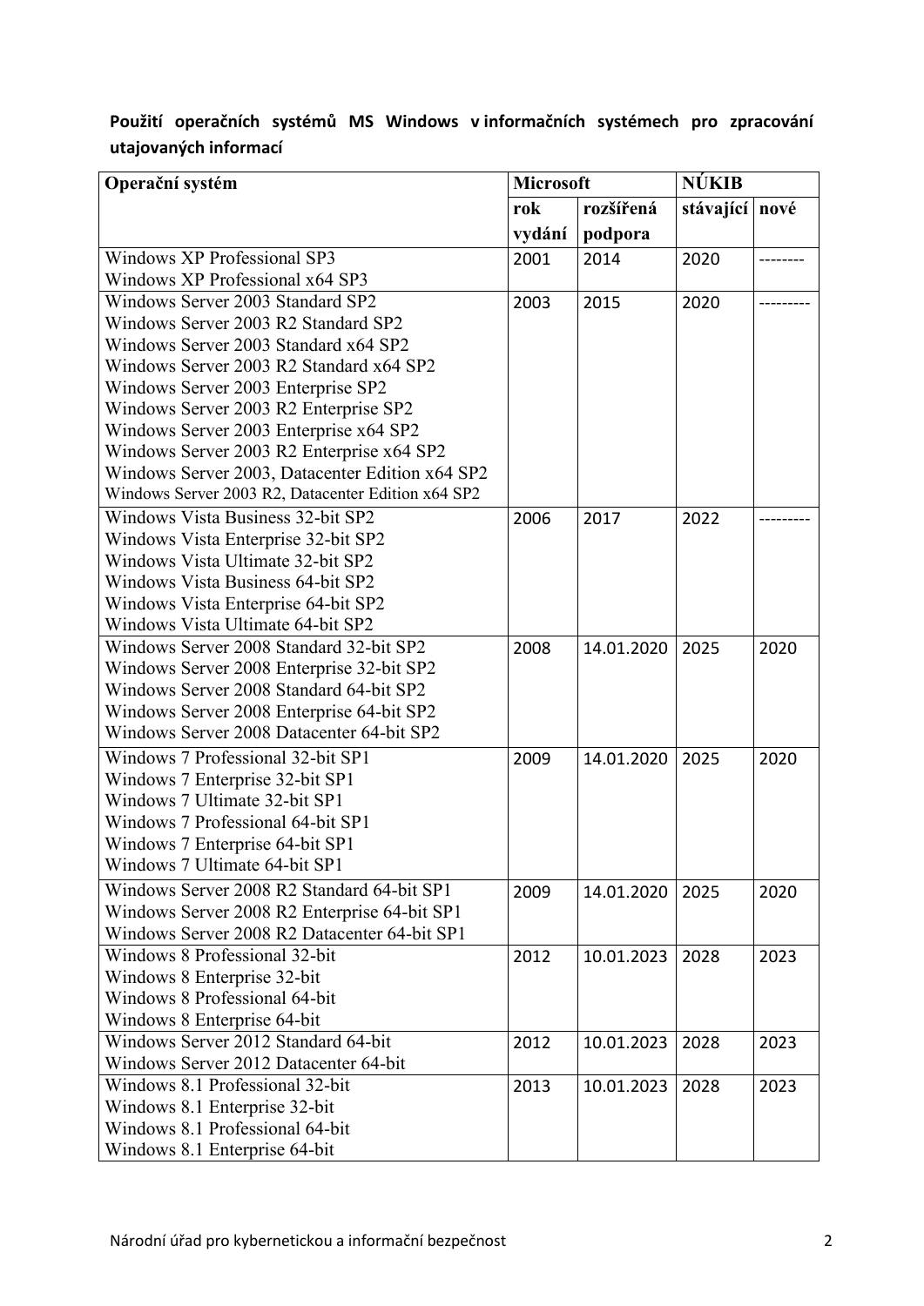**Použití operačních systémů MS Windows v informačních systémech pro zpracování utajovaných informací**

| Operační systém | Microsoft | | NÚKIB | |
|---|---|---|---|---|
| | rok vydání | rozšířená podpora | stávající | nové |
| Windows XP Professional SP3<br>Windows XP Professional x64 SP3 | 2001 | 2014 | 2020 | -------- |
| Windows Server 2003 Standard SP2<br>Windows Server 2003 R2 Standard SP2<br>Windows Server 2003 Standard x64 SP2<br>Windows Server 2003 R2 Standard x64 SP2<br>Windows Server 2003 Enterprise SP2<br>Windows Server 2003 R2 Enterprise SP2<br>Windows Server 2003 Enterprise x64 SP2<br>Windows Server 2003 R2 Enterprise x64 SP2<br>Windows Server 2003, Datacenter Edition x64 SP2<br>Windows Server 2003 R2, Datacenter Edition x64 SP2 | 2003 | 2015 | 2020 | --------- |
| Windows Vista Business 32-bit SP2<br>Windows Vista Enterprise 32-bit SP2<br>Windows Vista Ultimate 32-bit SP2<br>Windows Vista Business 64-bit SP2<br>Windows Vista Enterprise 64-bit SP2<br>Windows Vista Ultimate 64-bit SP2 | 2006 | 2017 | 2022 | --------- |
| Windows Server 2008 Standard 32-bit SP2<br>Windows Server 2008 Enterprise 32-bit SP2<br>Windows Server 2008 Standard 64-bit SP2<br>Windows Server 2008 Enterprise 64-bit SP2<br>Windows Server 2008 Datacenter 64-bit SP2 | 2008 | 14.01.2020 | 2025 | 2020 |
| Windows 7 Professional 32-bit SP1<br>Windows 7 Enterprise 32-bit SP1<br>Windows 7 Ultimate 32-bit SP1<br>Windows 7 Professional 64-bit SP1<br>Windows 7 Enterprise 64-bit SP1<br>Windows 7 Ultimate 64-bit SP1 | 2009 | 14.01.2020 | 2025 | 2020 |
| Windows Server 2008 R2 Standard 64-bit SP1<br>Windows Server 2008 R2 Enterprise 64-bit SP1<br>Windows Server 2008 R2 Datacenter 64-bit SP1 | 2009 | 14.01.2020 | 2025 | 2020 |
| Windows 8 Professional 32-bit<br>Windows 8 Enterprise 32-bit<br>Windows 8 Professional 64-bit<br>Windows 8 Enterprise 64-bit | 2012 | 10.01.2023 | 2028 | 2023 |
| Windows Server 2012 Standard 64-bit<br>Windows Server 2012 Datacenter 64-bit | 2012 | 10.01.2023 | 2028 | 2023 |
| Windows 8.1 Professional 32-bit<br>Windows 8.1 Enterprise 32-bit<br>Windows 8.1 Professional 64-bit<br>Windows 8.1 Enterprise 64-bit | 2013 | 10.01.2023 | 2028 | 2023 |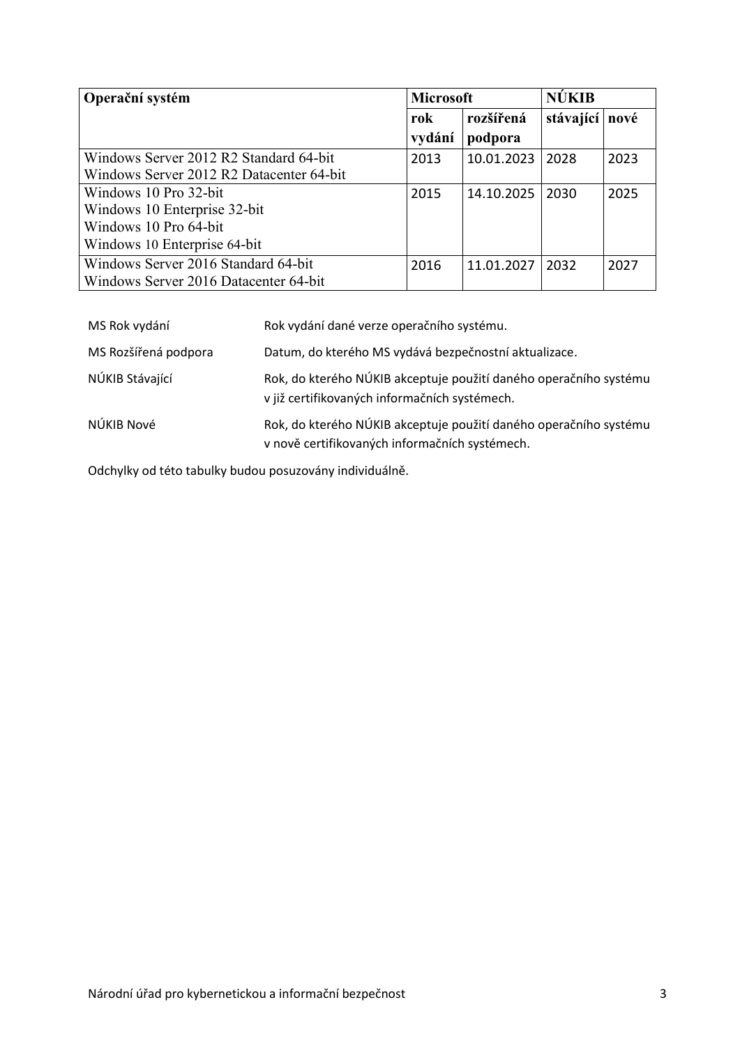| Operační systém | Microsoft | | NÚKIB | |
|---|---|---|---|---|
| | rok vydání | rozšířená podpora | stávající | nové |
| Windows Server 2012 R2 Standard 64-bit<br>Windows Server 2012 R2 Datacenter 64-bit | 2013 | 10.01.2023 | 2028 | 2023 |
| Windows 10 Pro 32-bit<br>Windows 10 Enterprise 32-bit<br>Windows 10 Pro 64-bit<br>Windows 10 Enterprise 64-bit | 2015 | 14.10.2025 | 2030 | 2025 |
| Windows Server 2016 Standard 64-bit<br>Windows Server 2016 Datacenter 64-bit | 2016 | 11.01.2027 | 2032 | 2027 |

| | |
|---|---|
| MS Rok vydání | Rok vydání dané verze operačního systému. |
| MS Rozšířená podpora | Datum, do kterého MS vydává bezpečnostní aktualizace. |
| NÚKIB Stávající | Rok, do kterého NÚKIB akceptuje použití daného operačního systému v již certifikovaných informačních systémech. |
| NÚKIB Nové | Rok, do kterého NÚKIB akceptuje použití daného operačního systému v nově certifikovaných informačních systémech. |

Odchylky od této tabulky budou posuzovány individuálně.